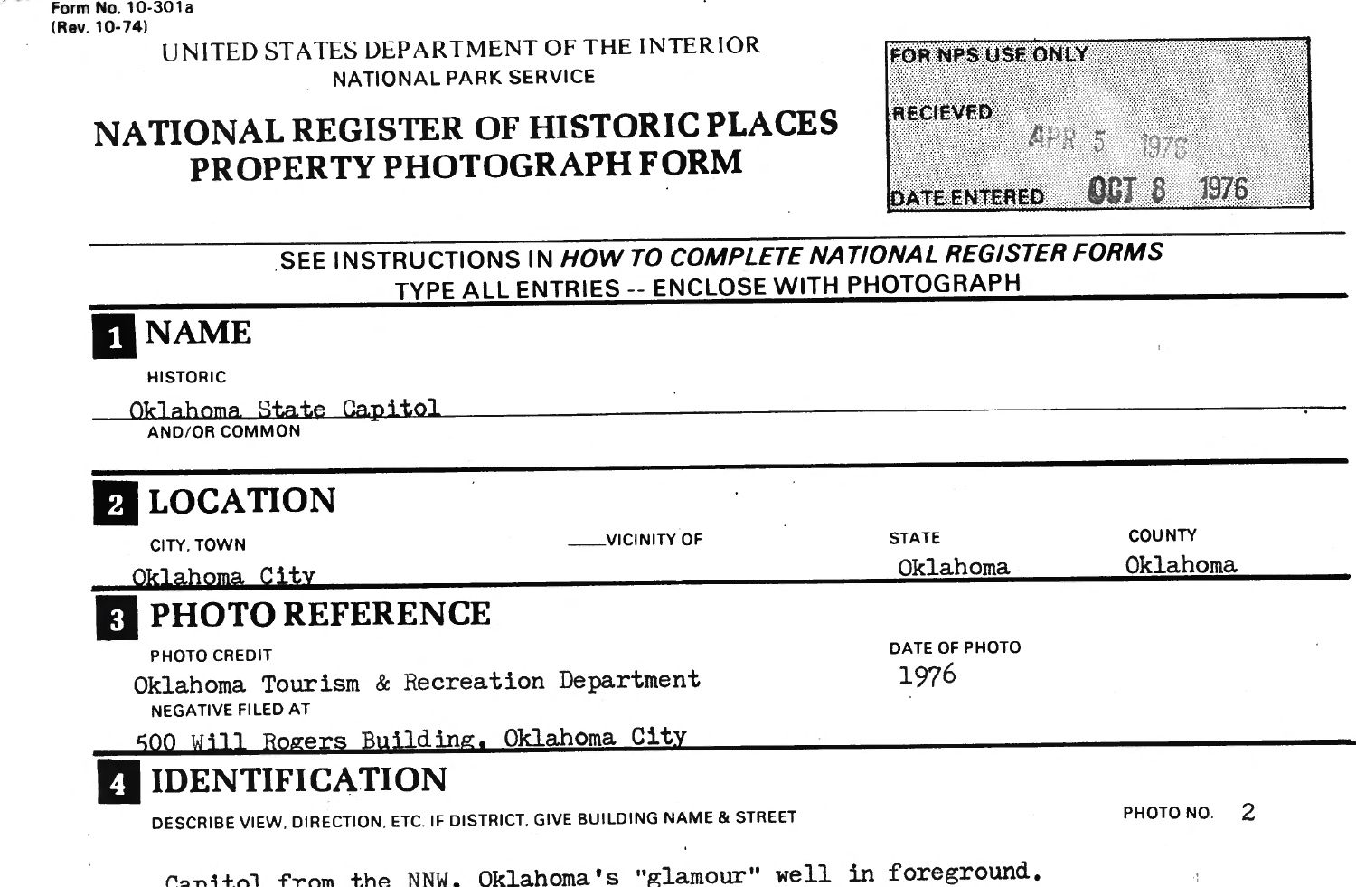Form No. 10-301a
(Rev. 10-74)

UNITED STATES DEPARTMENT OF THE INTERIOR
NATIONAL PARK SERVICE

# NATIONAL REGISTER OF HISTORIC PLACES PROPERTY PHOTOGRAPH FORM

| FOR NPS USE ONLY | |
|---|---|
| RECIEVED | APR 5 1976 |
| DATE ENTERED | OCT 8 1976 |

SEE INSTRUCTIONS IN *HOW TO COMPLETE NATIONAL REGISTER FORMS*
TYPE ALL ENTRIES -- ENCLOSE WITH PHOTOGRAPH

## 1 NAME

HISTORIC

Oklahoma State Capitol

AND/OR COMMON

## 2 LOCATION

| CITY, TOWN | ___VICINITY OF | STATE | COUNTY |
|---|---|---|---|
| Oklahoma City | | Oklahoma | Oklahoma |

## 3 PHOTO REFERENCE

PHOTO CREDIT

Oklahoma Tourism & Recreation Department

DATE OF PHOTO

1976

NEGATIVE FILED AT

500 Will Rogers Building, Oklahoma City

## 4 IDENTIFICATION

DESCRIBE VIEW, DIRECTION, ETC. IF DISTRICT, GIVE BUILDING NAME & STREET

PHOTO NO. 2

Capitol from the NNW. Oklahoma's "glamour" well in foreground.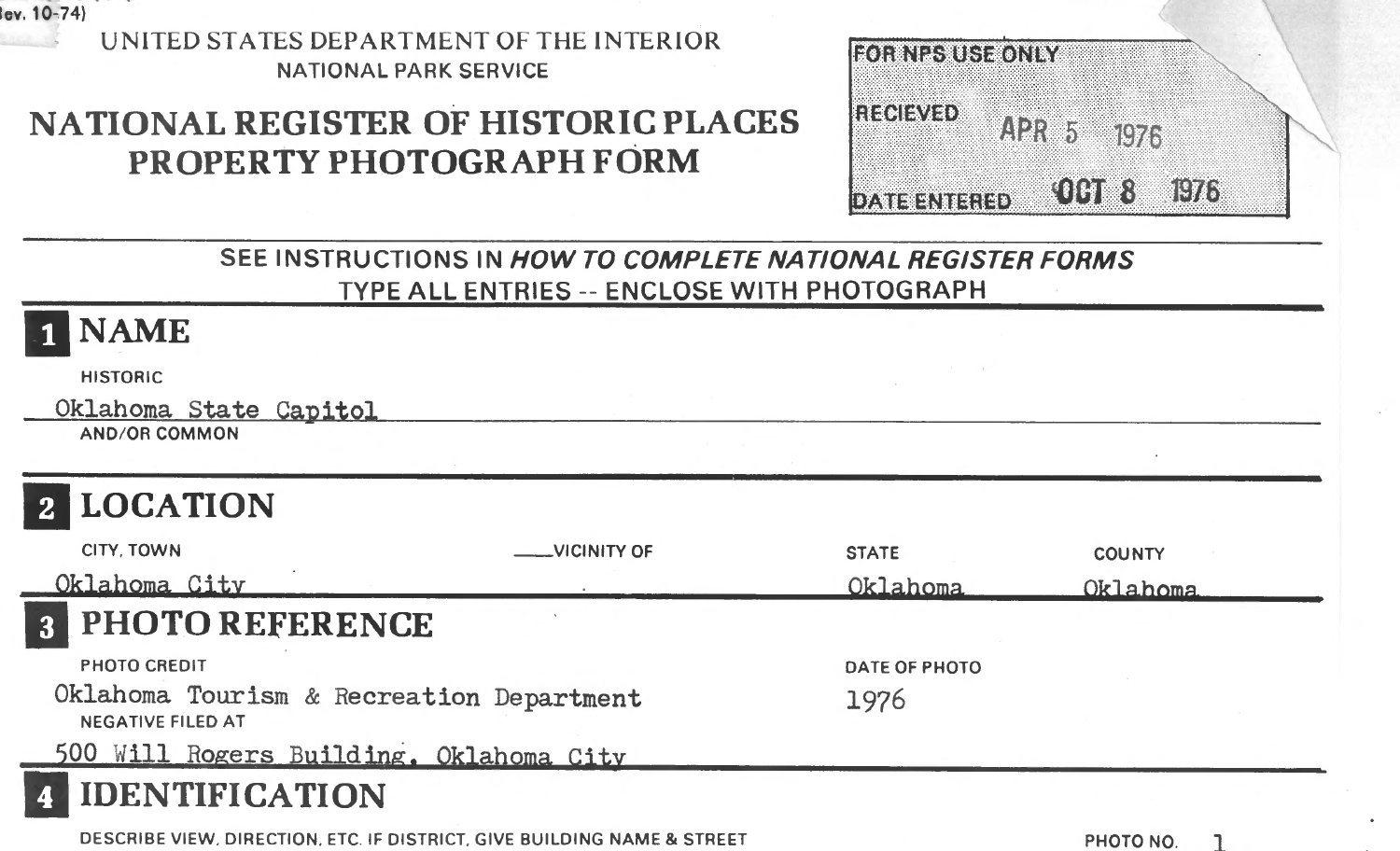(Rev. 10-74)

UNITED STATES DEPARTMENT OF THE INTERIOR
NATIONAL PARK SERVICE

# NATIONAL REGISTER OF HISTORIC PLACES PROPERTY PHOTOGRAPH FORM

| FOR NPS USE ONLY | |
|---|---|
| RECIEVED | APR 5 1976 |
| DATE ENTERED | OCT 8 1976 |

SEE INSTRUCTIONS IN *HOW TO COMPLETE NATIONAL REGISTER FORMS*
TYPE ALL ENTRIES -- ENCLOSE WITH PHOTOGRAPH

## 1 NAME

HISTORIC

Oklahoma State Capitol

AND/OR COMMON

## 2 LOCATION

| CITY, TOWN | ___VICINITY OF | STATE | COUNTY |
|---|---|---|---|
| Oklahoma City | | Oklahoma | Oklahoma |

## 3 PHOTO REFERENCE

| PHOTO CREDIT | DATE OF PHOTO |
|---|---|
| Oklahoma Tourism & Recreation Department | 1976 |

NEGATIVE FILED AT

500 Will Rogers Building, Oklahoma City

## 4 IDENTIFICATION

DESCRIBE VIEW, DIRECTION, ETC. IF DISTRICT, GIVE BUILDING NAME & STREET

PHOTO NO. 1